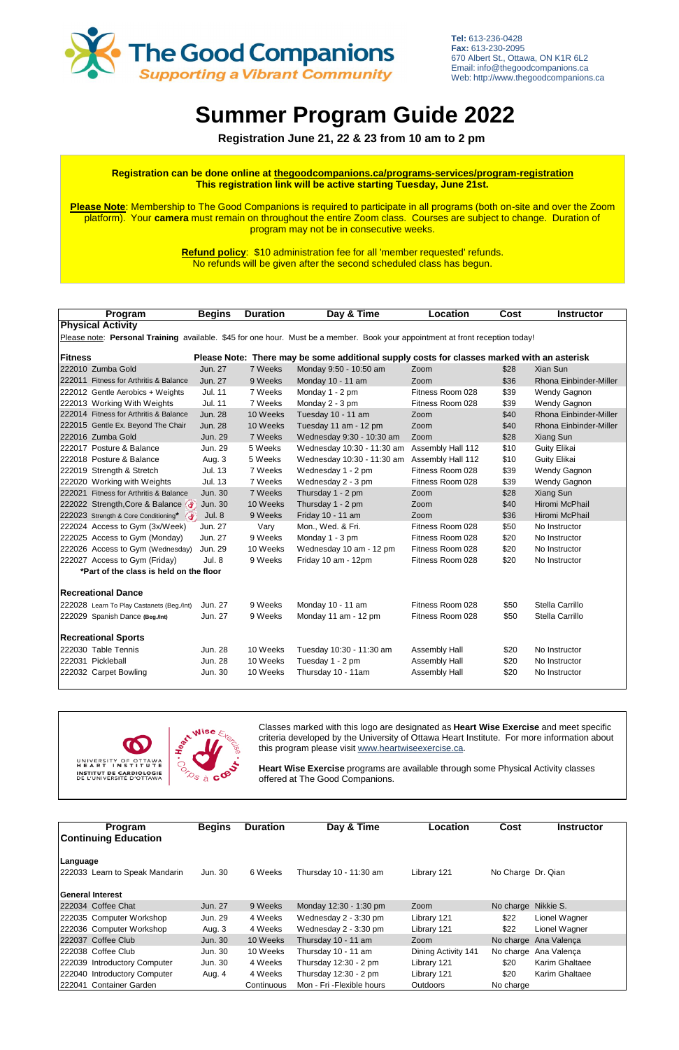The Good Companions
Supporting a Vibrant Community

**Tel:** 613-236-0428
**Fax:** 613-230-2095
670 Albert St., Ottawa, ON K1R 6L2
Email: info@thegoodcompanions.ca
Web: http://www.thegoodcompanions.ca

# Summer Program Guide 2022

**Registration June 21, 22 & 23 from 10 am to 2 pm**

**Registration can be done online at thegoodcompanions.ca/programs-services/program-registration**
**This registration link will be active starting Tuesday, June 21st.**

**Please Note**: Membership to The Good Companions is required to participate in all programs (both on-site and over the Zoom platform). Your **camera** must remain on throughout the entire Zoom class. Courses are subject to change. Duration of program may not be in consecutive weeks.

**Refund policy**: $10 administration fee for all 'member requested' refunds.
No refunds will be given after the second scheduled class has begun.

| Program | Begins | Duration | Day & Time | Location | Cost | Instructor |
|---|---|---|---|---|---|---|
| **Physical Activity** | | | | | | |
| Please note: **Personal Training** available. $45 for one hour. Must be a member. Book your appointment at front reception today! | | | | | | |
| **Fitness** | **Please Note: There may be some additional supply costs for classes marked with an asterisk** | | | | | |
| 222010 Zumba Gold | Jun. 27 | 7 Weeks | Monday 9:50 - 10:50 am | Zoom | $28 | Xian Sun |
| 222011 Fitness for Arthritis & Balance | Jun. 27 | 9 Weeks | Monday 10 - 11 am | Zoom | $36 | Rhona Einbinder-Miller |
| 222012 Gentle Aerobics + Weights | Jul. 11 | 7 Weeks | Monday 1 - 2 pm | Fitness Room 028 | $39 | Wendy Gagnon |
| 222013 Working With Weights | Jul. 11 | 7 Weeks | Monday 2 - 3 pm | Fitness Room 028 | $39 | Wendy Gagnon |
| 222014 Fitness for Arthritis & Balance | Jun. 28 | 10 Weeks | Tuesday 10 - 11 am | Zoom | $40 | Rhona Einbinder-Miller |
| 222015 Gentle Ex. Beyond The Chair | Jun. 28 | 10 Weeks | Tuesday 11 am - 12 pm | Zoom | $40 | Rhona Einbinder-Miller |
| 222016 Zumba Gold | Jun. 29 | 7 Weeks | Wednesday 9:30 - 10:30 am | Zoom | $28 | Xiang Sun |
| 222017 Posture & Balance | Jun. 29 | 5 Weeks | Wednesday 10:30 - 11:30 am | Assembly Hall 112 | $10 | Guity Elikai |
| 222018 Posture & Balance | Aug. 3 | 5 Weeks | Wednesday 10:30 - 11:30 am | Assembly Hall 112 | $10 | Guity Elikai |
| 222019 Strength & Stretch | Jul. 13 | 7 Weeks | Wednesday 1 - 2 pm | Fitness Room 028 | $39 | Wendy Gagnon |
| 222020 Working with Weights | Jul. 13 | 7 Weeks | Wednesday 2 - 3 pm | Fitness Room 028 | $39 | Wendy Gagnon |
| 222021 Fitness for Arthritis & Balance | Jun. 30 | 7 Weeks | Thursday 1 - 2 pm | Zoom | $28 | Xiang Sun |
| 222022 Strength,Core & Balance | Jun. 30 | 10 Weeks | Thursday 1 - 2 pm | Zoom | $40 | Hiromi McPhail |
| 222023 Strength & Core Conditioning* | Jul. 8 | 9 Weeks | Friday 10 - 11 am | Zoom | $36 | Hiromi McPhail |
| 222024 Access to Gym (3x/Week) | Jun. 27 | Vary | Mon., Wed. & Fri. | Fitness Room 028 | $50 | No Instructor |
| 222025 Access to Gym (Monday) | Jun. 27 | 9 Weeks | Monday 1 - 3 pm | Fitness Room 028 | $20 | No Instructor |
| 222026 Access to Gym (Wednesday) | Jun. 29 | 10 Weeks | Wednesday 10 am - 12 pm | Fitness Room 028 | $20 | No Instructor |
| 222027 Access to Gym (Friday) | Jul. 8 | 9 Weeks | Friday 10 am - 12pm | Fitness Room 028 | $20 | No Instructor |
| ***Part of the class is held on the floor** | | | | | | |
| **Recreational Dance** | | | | | | |
| 222028 Learn To Play Castanets (Beg./Int) | Jun. 27 | 9 Weeks | Monday 10 - 11 am | Fitness Room 028 | $50 | Stella Carrillo |
| 222029 Spanish Dance (Beg./Int) | Jun. 27 | 9 Weeks | Monday 11 am - 12 pm | Fitness Room 028 | $50 | Stella Carrillo |
| **Recreational Sports** | | | | | | |
| 222030 Table Tennis | Jun. 28 | 10 Weeks | Tuesday 10:30 - 11:30 am | Assembly Hall | $20 | No Instructor |
| 222031 Pickleball | Jun. 28 | 10 Weeks | Tuesday 1 - 2 pm | Assembly Hall | $20 | No Instructor |
| 222032 Carpet Bowling | Jun. 30 | 10 Weeks | Thursday 10 - 11am | Assembly Hall | $20 | No Instructor |

Classes marked with this logo are designated as **Heart Wise Exercise** and meet specific criteria developed by the University of Ottawa Heart Institute. For more information about this program please visit www.heartwiseexercise.ca.

**Heart Wise Exercise** programs are available through some Physical Activity classes offered at The Good Companions.

| Program | Begins | Duration | Day & Time | Location | Cost | Instructor |
|---|---|---|---|---|---|---|
| **Continuing Education** | | | | | | |
| **Language** | | | | | | |
| 222033 Learn to Speak Mandarin | Jun. 30 | 6 Weeks | Thursday 10 - 11:30 am | Library 121 | No Charge | Dr. Qian |
| **General Interest** | | | | | | |
| 222034 Coffee Chat | Jun. 27 | 9 Weeks | Monday 12:30 - 1:30 pm | Zoom | No charge | Nikkie S. |
| 222035 Computer Workshop | Jun. 29 | 4 Weeks | Wednesday 2 - 3:30 pm | Library 121 | $22 | Lionel Wagner |
| 222036 Computer Workshop | Aug. 3 | 4 Weeks | Wednesday 2 - 3:30 pm | Library 121 | $22 | Lionel Wagner |
| 222037 Coffee Club | Jun. 30 | 10 Weeks | Thursday 10 - 11 am | Zoom | No charge | Ana Valença |
| 222038 Coffee Club | Jun. 30 | 10 Weeks | Thursday 10 - 11 am | Dining Activity 141 | No charge | Ana Valença |
| 222039 Introductory Computer | Jun. 30 | 4 Weeks | Thursday 12:30 - 2 pm | Library 121 | $20 | Karim Ghaltaee |
| 222040 Introductory Computer | Aug. 4 | 4 Weeks | Thursday 12:30 - 2 pm | Library 121 | $20 | Karim Ghaltaee |
| 222041 Container Garden | | Continuous | Mon - Fri -Flexible hours | Outdoors | No charge | |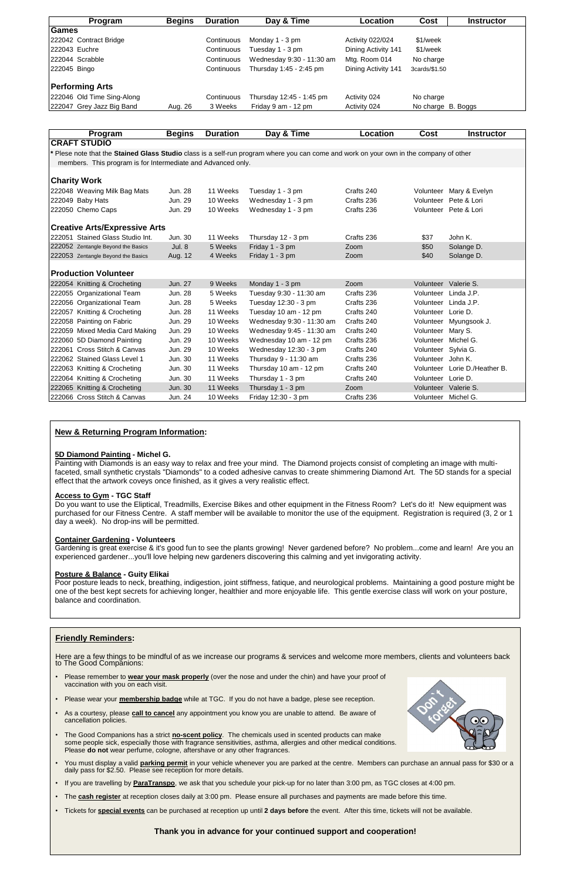| Program | Begins | Duration | Day & Time | Location | Cost | Instructor |
|---|---|---|---|---|---|---|
| **Games** | | | | | | |
| 222042 Contract Bridge | | Continuous | Monday 1 - 3 pm | Activity 022/024 | $1/week | |
| 222043 Euchre | | Continuous | Tuesday 1 - 3 pm | Dining Activity 141 | $1/week | |
| 222044 Scrabble | | Continuous | Wednesday 9:30 - 11:30 am | Mtg. Room 014 | No charge | |
| 222045 Bingo | | Continuous | Thursday 1:45 - 2:45 pm | Dining Activity 141 | 3cards/$1.50 | |
| **Performing Arts** | | | | | | |
| 222046 Old Time Sing-Along | | Continuous | Thursday 12:45 - 1:45 pm | Activity 024 | No charge | |
| 222047 Grey Jazz Big Band | Aug. 26 | 3 Weeks | Friday 9 am - 12 pm | Activity 024 | No charge | B. Boggs |

| Program | Begins | Duration | Day & Time | Location | Cost | Instructor |
|---|---|---|---|---|---|---|
| **CRAFT STUDIO** | | | | | | |
| * Plese note that the **Stained Glass Studio** class is a self-run program where you can come and work on your own in the company of other members. This program is for Intermediate and Advanced only. | | | | | | |
| **Charity Work** | | | | | | |
| 222048 Weaving Milk Bag Mats | Jun. 28 | 11 Weeks | Tuesday 1 - 3 pm | Crafts 240 | Volunteer | Mary & Evelyn |
| 222049 Baby Hats | Jun. 29 | 10 Weeks | Wednesday 1 - 3 pm | Crafts 236 | Volunteer | Pete & Lori |
| 222050 Chemo Caps | Jun. 29 | 10 Weeks | Wednesday 1 - 3 pm | Crafts 236 | Volunteer | Pete & Lori |
| **Creative Arts/Expressive Arts** | | | | | | |
| 222051 Stained Glass Studio Int. | Jun. 30 | 11 Weeks | Thursday 12 - 3 pm | Crafts 236 | $37 | John K. |
| 222052 Zentangle Beyond the Basics | Jul. 8 | 5 Weeks | Friday 1 - 3 pm | Zoom | $50 | Solange D. |
| 222053 Zentangle Beyond the Basics | Aug. 12 | 4 Weeks | Friday 1 - 3 pm | Zoom | $40 | Solange D. |
| **Production Volunteer** | | | | | | |
| 222054 Knitting & Crocheting | Jun. 27 | 9 Weeks | Monday 1 - 3 pm | Zoom | Volunteer | Valerie S. |
| 222055 Organizational Team | Jun. 28 | 5 Weeks | Tuesday 9:30 - 11:30 am | Crafts 236 | Volunteer | Linda J.P. |
| 222056 Organizational Team | Jun. 28 | 5 Weeks | Tuesday 12:30 - 3 pm | Crafts 236 | Volunteer | Linda J.P. |
| 222057 Knitting & Crocheting | Jun. 28 | 11 Weeks | Tuesday 10 am - 12 pm | Crafts 240 | Volunteer | Lorie D. |
| 222058 Painting on Fabric | Jun. 29 | 10 Weeks | Wednesday 9:30 - 11:30 am | Crafts 240 | Volunteer | Myungsook J. |
| 222059 Mixed Media Card Making | Jun. 29 | 10 Weeks | Wednesday 9:45 - 11:30 am | Crafts 240 | Volunteer | Mary S. |
| 222060 5D Diamond Painting | Jun. 29 | 10 Weeks | Wednesday 10 am - 12 pm | Crafts 236 | Volunteer | Michel G. |
| 222061 Cross Stitch & Canvas | Jun. 29 | 10 Weeks | Wednesday 12:30 - 3 pm | Crafts 240 | Volunteer | Sylvia G. |
| 222062 Stained Glass Level 1 | Jun. 30 | 11 Weeks | Thursday 9 - 11:30 am | Crafts 236 | Volunteer | John K. |
| 222063 Knitting & Crocheting | Jun. 30 | 11 Weeks | Thursday 10 am - 12 pm | Crafts 240 | Volunteer | Lorie D./Heather B. |
| 222064 Knitting & Crocheting | Jun. 30 | 11 Weeks | Thursday 1 - 3 pm | Crafts 240 | Volunteer | Lorie D. |
| 222065 Knitting & Crocheting | Jun. 30 | 11 Weeks | Thursday 1 - 3 pm | Zoom | Volunteer | Valerie S. |
| 222066 Cross Stitch & Canvas | Jun. 24 | 10 Weeks | Friday 12:30 - 3 pm | Crafts 236 | Volunteer | Michel G. |

## New & Returning Program Information:

**5D Diamond Painting - Michel G.**
Painting with Diamonds is an easy way to relax and free your mind. The Diamond projects consist of completing an image with multi-faceted, small synthetic crystals "Diamonds" to a coded adhesive canvas to create shimmering Diamond Art. The 5D stands for a special effect that the artwork coveys once finished, as it gives a very realistic effect.

**Access to Gym - TGC Staff**
Do you want to use the Elliptical, Treadmills, Exercise Bikes and other equipment in the Fitness Room? Let's do it! New equipment was purchased for our Fitness Centre. A staff member will be available to monitor the use of the equipment. Registration is required (3, 2 or 1 day a week). No drop-ins will be permitted.

**Container Gardening - Volunteers**
Gardening is great exercise & it's good fun to see the plants growing! Never gardened before? No problem...come and learn! Are you an experienced gardener...you'll love helping new gardeners discovering this calming and yet invigorating activity.

**Posture & Balance - Guity Elikai**
Poor posture leads to neck, breathing, indigestion, joint stiffness, fatigue, and neurological problems. Maintaining a good posture might be one of the best kept secrets for achieving longer, healthier and more enjoyable life. This gentle exercise class will work on your posture, balance and coordination.

## Friendly Reminders:

Here are a few things to be mindful of as we increase our programs & services and welcome more members, clients and volunteers back to The Good Companions:

- Please remember to **wear your mask properly** (over the nose and under the chin) and have your proof of vaccination with you on each visit.
- Please wear your **membership badge** while at TGC. If you do not have a badge, plese see reception.
- As a courtesy, please **call to cancel** any appointment you know you are unable to attend. Be aware of cancellation policies.
- The Good Companions has a strict **no-scent policy**. The chemicals used in scented products can make some people sick, especially those with fragrance sensitivities, asthma, allergies and other medical conditions. Please **do not** wear perfume, cologne, aftershave or any other fragrances.
- You must display a valid **parking permit** in your vehicle whenever you are parked at the centre. Members can purchase an annual pass for $30 or a daily pass for $2.50. Please see reception for more details.
- If you are travelling by **ParaTranspo**, we ask that you schedule your pick-up for no later than 3:00 pm, as TGC closes at 4:00 pm.
- The **cash register** at reception closes daily at 3:00 pm. Please ensure all purchases and payments are made before this time.
- Tickets for **special events** can be purchased at reception up until **2 days before** the event. After this time, tickets will not be available.

**Thank you in advance for your continued support and cooperation!**